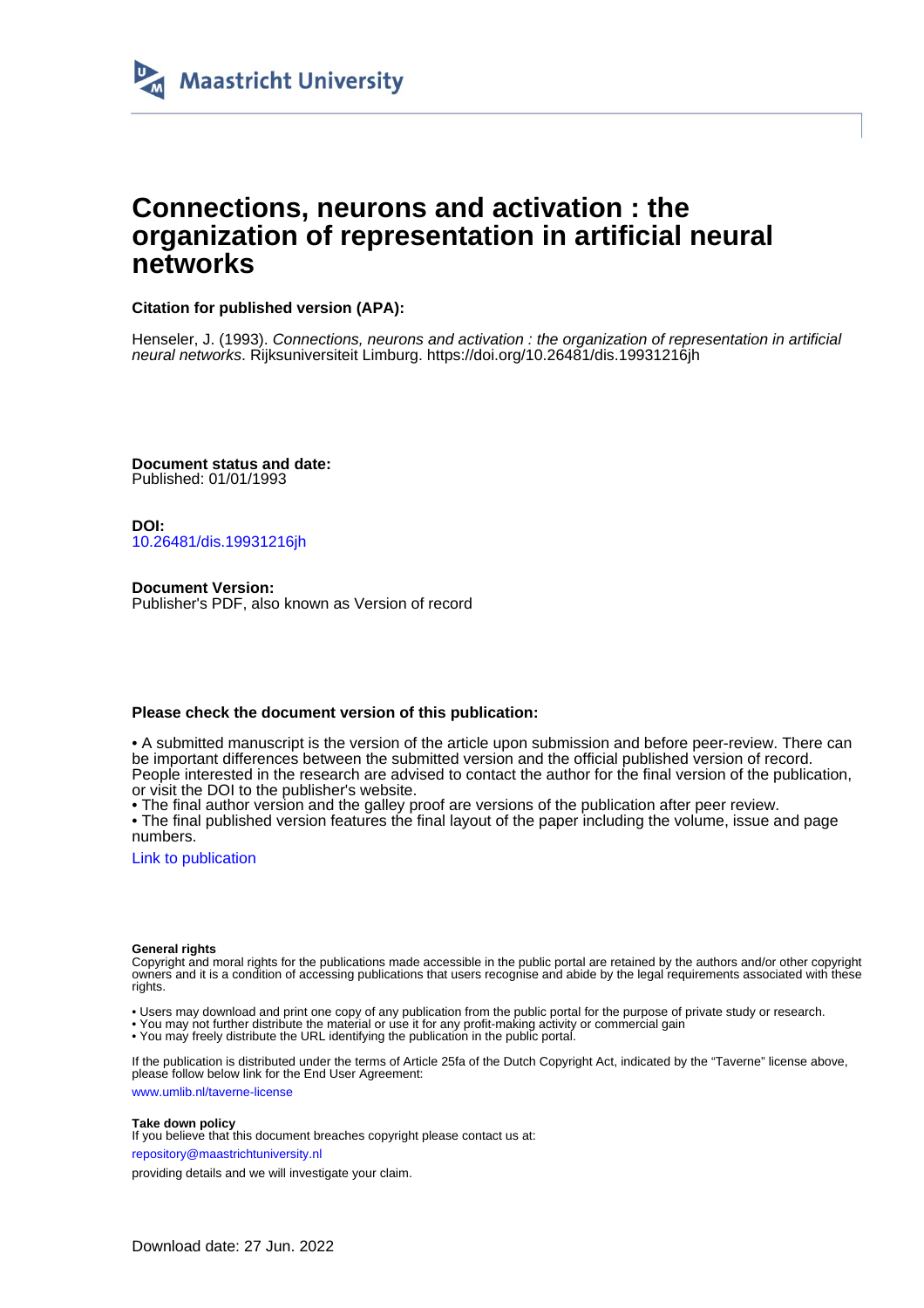Maastricht University

# Connections, neurons and activation : the organization of representation in artificial neural networks

**Citation for published version (APA):**

Henseler, J. (1993). *Connections, neurons and activation : the organization of representation in artificial neural networks*. Rijksuniversiteit Limburg. https://doi.org/10.26481/dis.19931216jh

**Document status and date:**
Published: 01/01/1993

**DOI:**
10.26481/dis.19931216jh

**Document Version:**
Publisher's PDF, also known as Version of record

**Please check the document version of this publication:**

• A submitted manuscript is the version of the article upon submission and before peer-review. There can be important differences between the submitted version and the official published version of record. People interested in the research are advised to contact the author for the final version of the publication, or visit the DOI to the publisher's website.
• The final author version and the galley proof are versions of the publication after peer review.
• The final published version features the final layout of the paper including the volume, issue and page numbers.

Link to publication

**General rights**
Copyright and moral rights for the publications made accessible in the public portal are retained by the authors and/or other copyright owners and it is a condition of accessing publications that users recognise and abide by the legal requirements associated with these rights.

• Users may download and print one copy of any publication from the public portal for the purpose of private study or research.
• You may not further distribute the material or use it for any profit-making activity or commercial gain
• You may freely distribute the URL identifying the publication in the public portal.

If the publication is distributed under the terms of Article 25fa of the Dutch Copyright Act, indicated by the "Taverne" license above, please follow below link for the End User Agreement:

www.umlib.nl/taverne-license

**Take down policy**
If you believe that this document breaches copyright please contact us at:

repository@maastrichtuniversity.nl

providing details and we will investigate your claim.

Download date: 27 Jun. 2022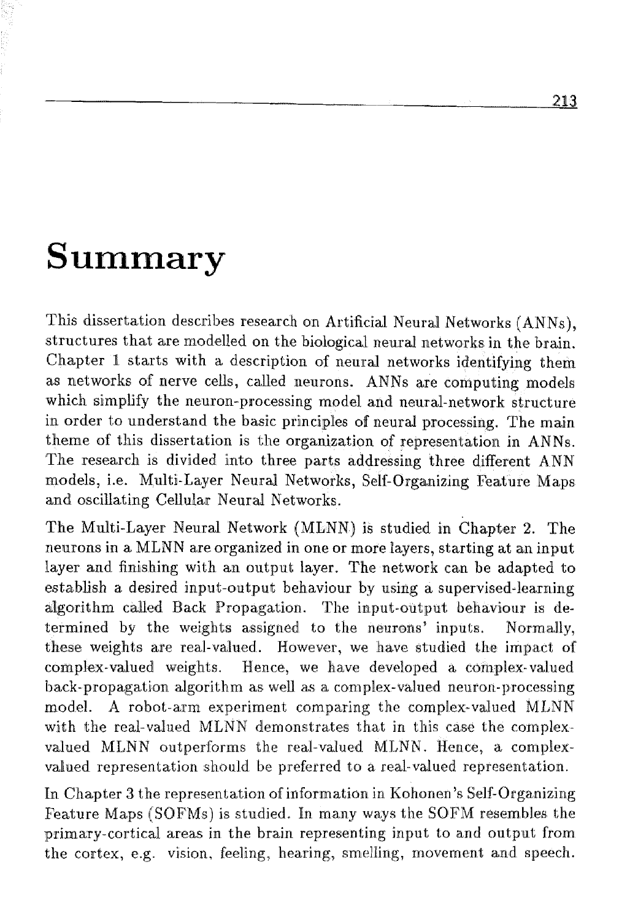# Summary

This dissertation describes research on Artificial Neural Networks (ANNs), structures that are modelled on the biological neural networks in the brain. Chapter 1 starts with a description of neural networks identifying them as networks of nerve cells, called neurons. ANNs are computing models which simplify the neuron-processing model and neural-network structure in order to understand the basic principles of neural processing. The main theme of this dissertation is the organization of representation in ANNs. The research is divided into three parts addressing three different ANN models, i.e. Multi-Layer Neural Networks, Self-Organizing Feature Maps and oscillating Cellular Neural Networks.

The Multi-Layer Neural Network (MLNN) is studied in Chapter 2. The neurons in a MLNN are organized in one or more layers, starting at an input layer and finishing with an output layer. The network can be adapted to establish a desired input-output behaviour by using a supervised-learning algorithm called Back Propagation. The input-output behaviour is determined by the weights assigned to the neurons' inputs. Normally, these weights are real-valued. However, we have studied the impact of complex-valued weights. Hence, we have developed a complex-valued back-propagation algorithm as well as a complex-valued neuron-processing model. A robot-arm experiment comparing the complex-valued MLNN with the real-valued MLNN demonstrates that in this case the complex-valued MLNN outperforms the real-valued MLNN. Hence, a complex-valued representation should be preferred to a real-valued representation.

In Chapter 3 the representation of information in Kohonen's Self-Organizing Feature Maps (SOFMs) is studied. In many ways the SOFM resembles the primary-cortical areas in the brain representing input to and output from the cortex, e.g. vision, feeling, hearing, smelling, movement and speech.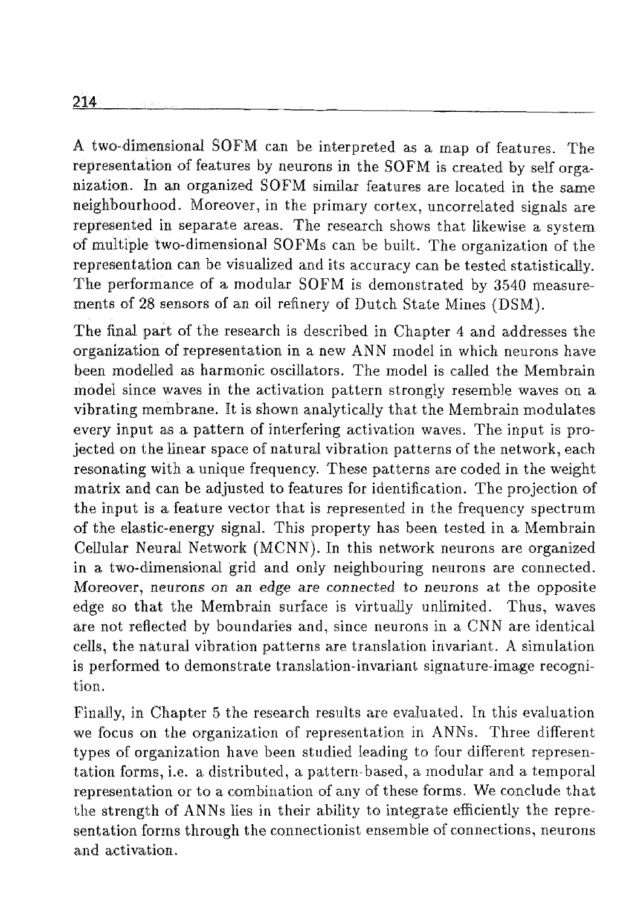A two-dimensional SOFM can be interpreted as a map of features. The representation of features by neurons in the SOFM is created by self organization. In an organized SOFM similar features are located in the same neighbourhood. Moreover, in the primary cortex, uncorrelated signals are represented in separate areas. The research shows that likewise a system of multiple two-dimensional SOFMs can be built. The organization of the representation can be visualized and its accuracy can be tested statistically. The performance of a modular SOFM is demonstrated by 3540 measurements of 28 sensors of an oil refinery of Dutch State Mines (DSM).

The final part of the research is described in Chapter 4 and addresses the organization of representation in a new ANN model in which neurons have been modelled as harmonic oscillators. The model is called the Membrain model since waves in the activation pattern strongly resemble waves on a vibrating membrane. It is shown analytically that the Membrain modulates every input as a pattern of interfering activation waves. The input is projected on the linear space of natural vibration patterns of the network, each resonating with a unique frequency. These patterns are coded in the weight matrix and can be adjusted to features for identification. The projection of the input is a feature vector that is represented in the frequency spectrum of the elastic-energy signal. This property has been tested in a Membrain Cellular Neural Network (MCNN). In this network neurons are organized in a two-dimensional grid and only neighbouring neurons are connected. Moreover, *neurons on an edge are connected to neurons at the opposite edge* so that the Membrain surface is virtually unlimited. Thus, waves are not reflected by boundaries and, since neurons in a CNN are identical cells, the natural vibration patterns are translation invariant. A simulation is performed to demonstrate translation-invariant signature-image recognition.

Finally, in Chapter 5 the research results are evaluated. In this evaluation we focus on the organization of representation in ANNs. Three different types of organization have been studied leading to four different representation forms, i.e. a distributed, a pattern-based, a modular and a temporal representation or to a combination of any of these forms. We conclude that the strength of ANNs lies in their ability to integrate efficiently the representation forms through the connectionist ensemble of connections, neurons and activation.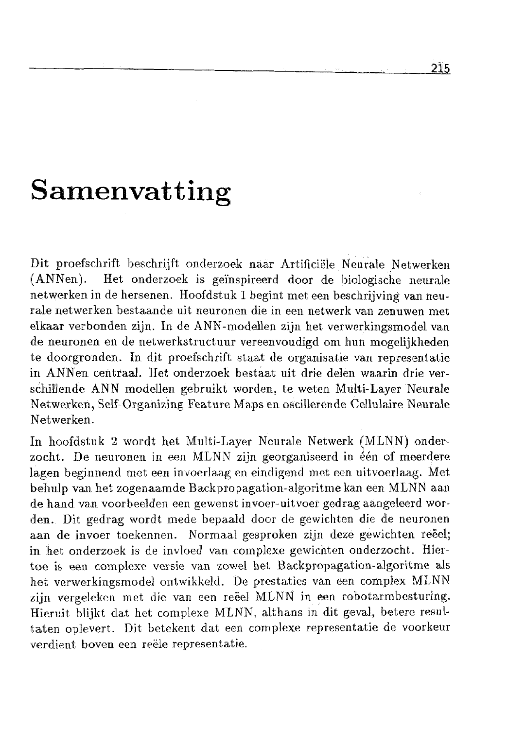# Samenvatting

Dit proefschrift beschrijft onderzoek naar Artificiële Neurale Netwerken (ANNen). Het onderzoek is geïnspireerd door de biologische neurale netwerken in de hersenen. Hoofdstuk 1 begint met een beschrijving van neurale netwerken bestaande uit neuronen die in een netwerk van zenuwen met elkaar verbonden zijn. In de ANN-modellen zijn het verwerkingsmodel van de neuronen en de netwerkstructuur vereenvoudigd om hun mogelijkheden te doorgronden. In dit proefschrift staat de organisatie van representatie in ANNen centraal. Het onderzoek bestaat uit drie delen waarin drie verschillende ANN modellen gebruikt worden, te weten Multi-Layer Neurale Netwerken, Self-Organizing Feature Maps en oscillerende Cellulaire Neurale Netwerken.

In hoofdstuk 2 wordt het Multi-Layer Neurale Netwerk (MLNN) onderzocht. De neuronen in een MLNN zijn georganiseerd in één of meerdere lagen beginnend met een invoerlaag en eindigend met een uitvoerlaag. Met behulp van het zogenaamde Backpropagation-algoritme kan een MLNN aan de hand van voorbeelden een gewenst invoer-uitvoer gedrag aangeleerd worden. Dit gedrag wordt mede bepaald door de gewichten die de neuronen aan de invoer toekennen. Normaal gesproken zijn deze gewichten reëel; in het onderzoek is de invloed van complexe gewichten onderzocht. Hiertoe is een complexe versie van zowel het Backpropagation-algoritme als het verwerkingsmodel ontwikkeld. De prestaties van een complex MLNN zijn vergeleken met die van een reëel MLNN in een robotarmbesturing. Hieruit blijkt dat het complexe MLNN, althans in dit geval, betere resultaten oplevert. Dit betekent dat een complexe representatie de voorkeur verdient boven een reële representatie.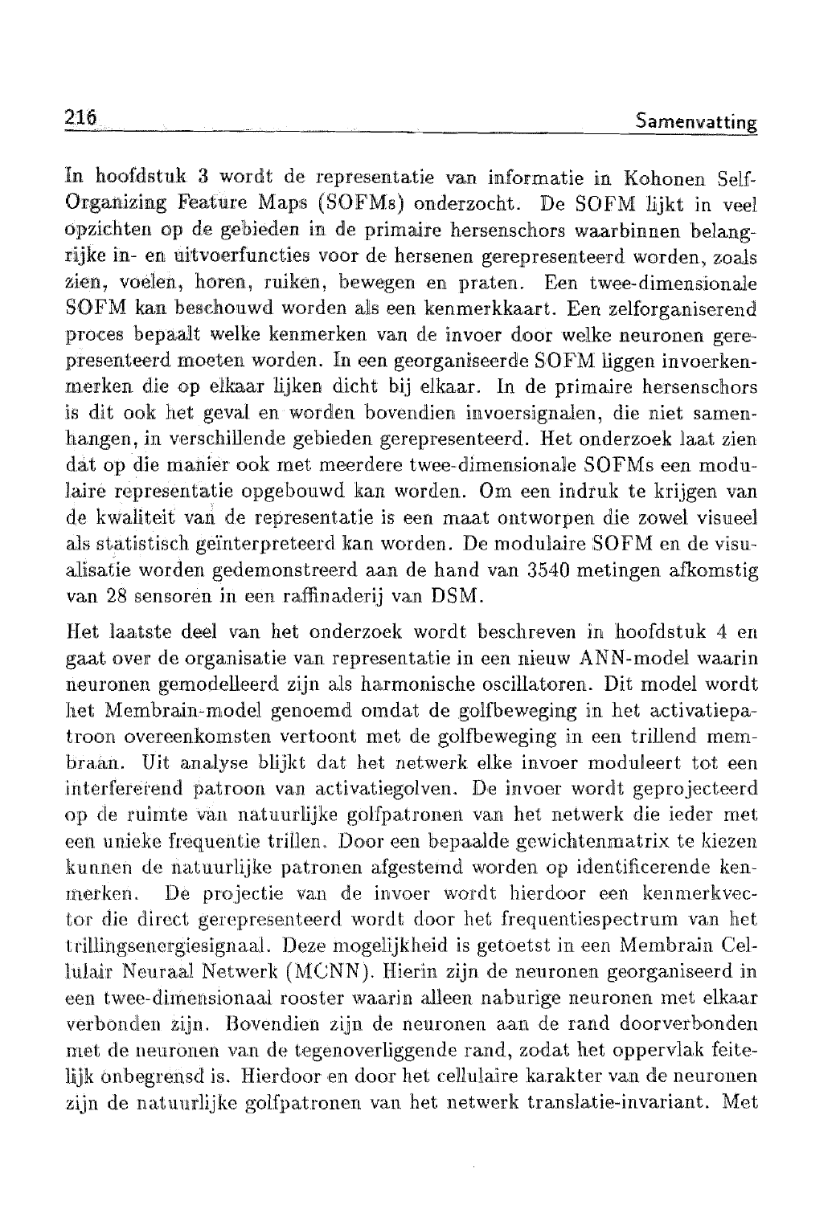In hoofdstuk 3 wordt de representatie van informatie in Kohonen Self-Organizing Feature Maps (SOFMs) onderzocht. De SOFM lijkt in veel opzichten op de gebieden in de primaire hersenschors waarbinnen belangrijke in- en uitvoerfuncties voor de hersenen gerepresenteerd worden, zoals zien, voelen, horen, ruiken, bewegen en praten. Een twee-dimensionale SOFM kan beschouwd worden als een kenmerkkaart. Een zelforganiserend proces bepaalt welke kenmerken van de invoer door welke neuronen gerepresenteerd moeten worden. In een georganiseerde SOFM liggen invoerkenmerken die op elkaar lijken dicht bij elkaar. In de primaire hersenschors is dit ook het geval en worden bovendien invoersignalen, die niet samenhangen, in verschillende gebieden gerepresenteerd. Het onderzoek laat zien dat op die manier ook met meerdere twee-dimensionale SOFMs een modulaire representatie opgebouwd kan worden. Om een indruk te krijgen van de kwaliteit van de representatie is een maat ontworpen die zowel visueel als statistisch geïnterpreteerd kan worden. De modulaire SOFM en de visualisatie worden gedemonstreerd aan de hand van 3540 metingen afkomstig van 28 sensoren in een raffinaderij van DSM.

Het laatste deel van het onderzoek wordt beschreven in hoofdstuk 4 en gaat over de organisatie van representatie in een nieuw ANN-model waarin neuronen gemodelleerd zijn als harmonische oscillatoren. Dit model wordt het Membrain-model genoemd omdat de golfbeweging in het activatiepatroon overeenkomsten vertoont met de golfbeweging in een trillend membraan. Uit analyse blijkt dat het netwerk elke invoer moduleert tot een interfererend patroon van activatiegolven. De invoer wordt geprojecteerd op de ruimte van natuurlijke golfpatronen van het netwerk die ieder met een unieke frequentie trillen. Door een bepaalde gewichtenmatrix te kiezen kunnen de natuurlijke patronen afgestemd worden op identificerende kenmerken. De projectie van de invoer wordt hierdoor een kenmerkvector die direct gerepresenteerd wordt door het frequentiespectrum van het trillingsenergiesignaal. Deze mogelijkheid is getoetst in een Membrain Cellulair Neuraal Netwerk (MCNN). Hierin zijn de neuronen georganiseerd in een twee-dimensionaal rooster waarin alleen naburige neuronen met elkaar verbonden zijn. Bovendien zijn de neuronen aan de rand doorverbonden met de neuronen van de tegenoverliggende rand, zodat het oppervlak feitelijk onbegrensd is. Hierdoor en door het cellulaire karakter van de neuronen zijn de natuurlijke golfpatronen van het netwerk translatie-invariant. Met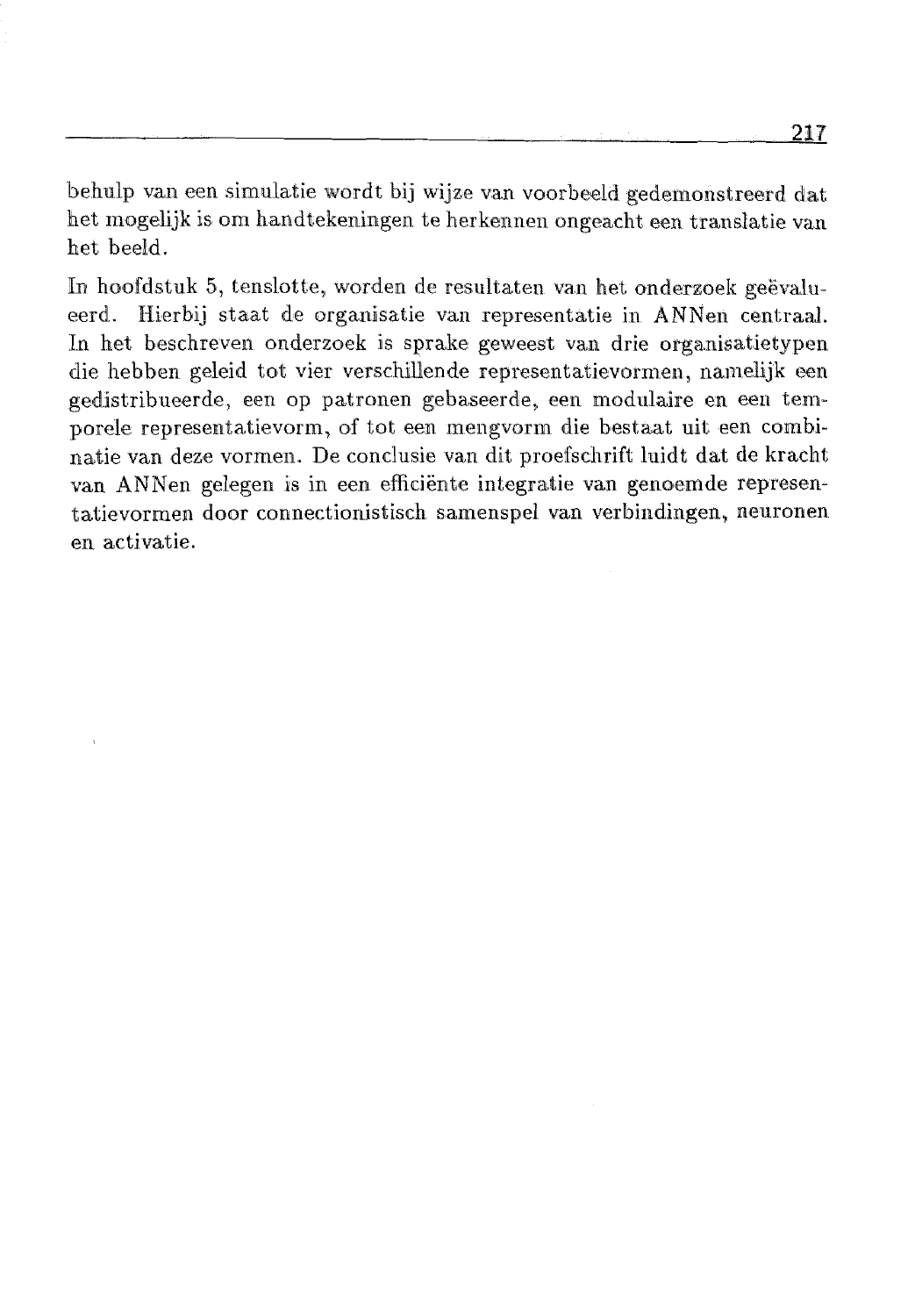behulp van een simulatie wordt bij wijze van voorbeeld gedemonstreerd dat het mogelijk is om handtekeningen te herkennen ongeacht een translatie van het beeld.

In hoofdstuk 5, tenslotte, worden de resultaten van het onderzoek geëvalueerd. Hierbij staat de organisatie van representatie in ANNen centraal. In het beschreven onderzoek is sprake geweest van drie organisatietypen die hebben geleid tot vier verschillende representatievormen, namelijk een gedistribueerde, een op patronen gebaseerde, een modulaire en een temporele representatievorm, of tot een mengvorm die bestaat uit een combinatie van deze vormen. De conclusie van dit proefschrift luidt dat de kracht van ANNen gelegen is in een efficiënte integratie van genoemde representatievormen door connectionistisch samenspel van verbindingen, neuronen en activatie.